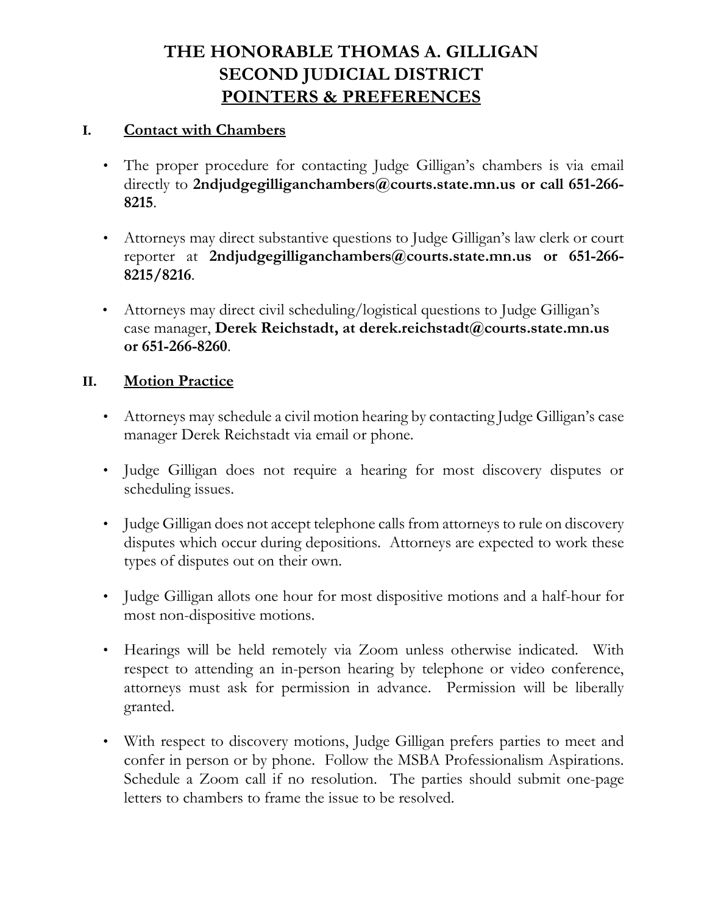# THE HONORABLE THOMAS A. GILLIGAN
# SECOND JUDICIAL DISTRICT
# POINTERS & PREFERENCES

## I. Contact with Chambers

- The proper procedure for contacting Judge Gilligan's chambers is via email directly to **2ndjudgegilliganchambers@courts.state.mn.us or call 651-266-8215**.

- Attorneys may direct substantive questions to Judge Gilligan's law clerk or court reporter at **2ndjudgegilliganchambers@courts.state.mn.us or 651-266-8215/8216**.

- Attorneys may direct civil scheduling/logistical questions to Judge Gilligan's case manager, **Derek Reichstadt, at derek.reichstadt@courts.state.mn.us or 651-266-8260**.

## II. Motion Practice

- Attorneys may schedule a civil motion hearing by contacting Judge Gilligan's case manager Derek Reichstadt via email or phone.

- Judge Gilligan does not require a hearing for most discovery disputes or scheduling issues.

- Judge Gilligan does not accept telephone calls from attorneys to rule on discovery disputes which occur during depositions. Attorneys are expected to work these types of disputes out on their own.

- Judge Gilligan allots one hour for most dispositive motions and a half-hour for most non-dispositive motions.

- Hearings will be held remotely via Zoom unless otherwise indicated. With respect to attending an in-person hearing by telephone or video conference, attorneys must ask for permission in advance. Permission will be liberally granted.

- With respect to discovery motions, Judge Gilligan prefers parties to meet and confer in person or by phone. Follow the MSBA Professionalism Aspirations. Schedule a Zoom call if no resolution. The parties should submit one-page letters to chambers to frame the issue to be resolved.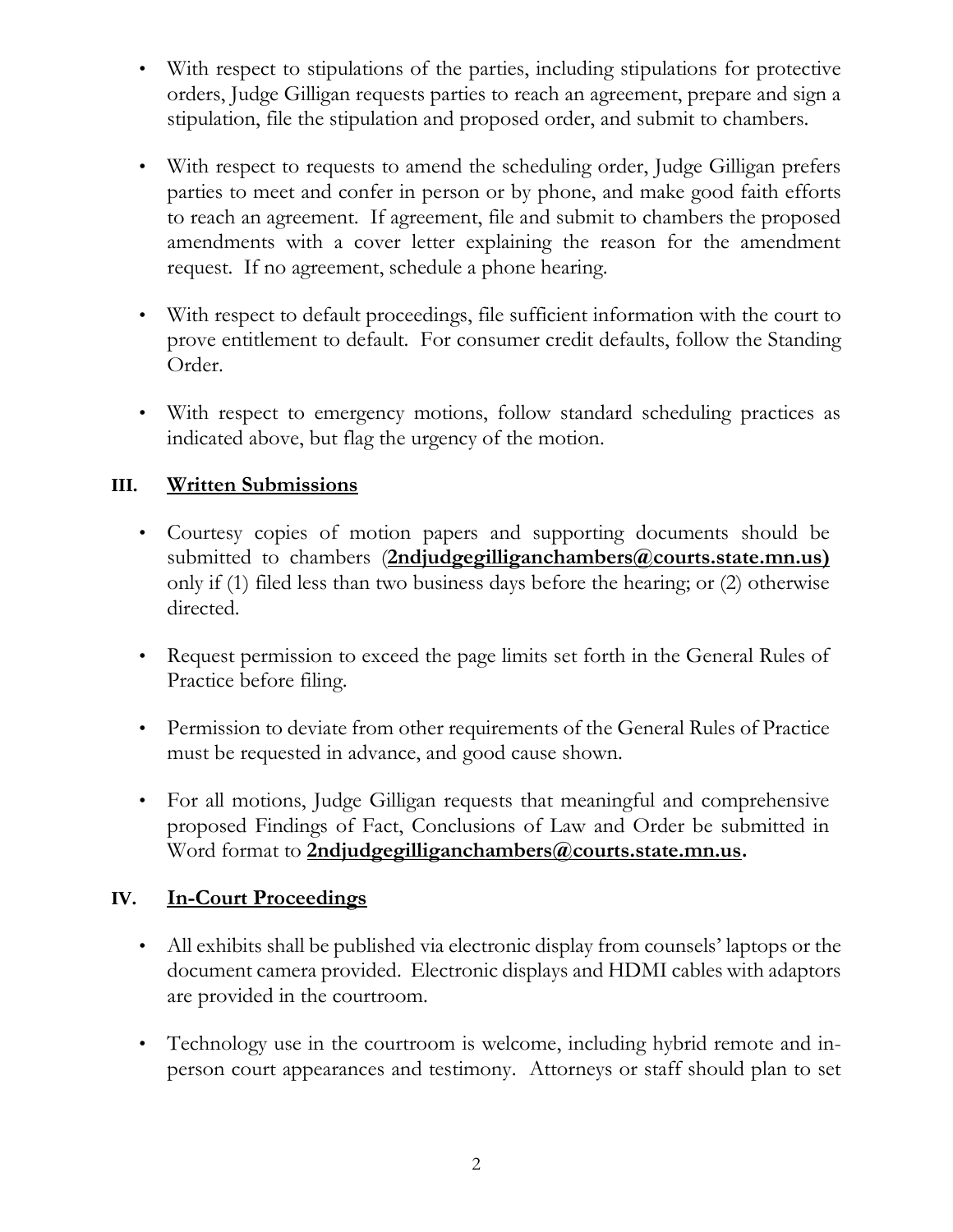- With respect to stipulations of the parties, including stipulations for protective orders, Judge Gilligan requests parties to reach an agreement, prepare and sign a stipulation, file the stipulation and proposed order, and submit to chambers.

- With respect to requests to amend the scheduling order, Judge Gilligan prefers parties to meet and confer in person or by phone, and make good faith efforts to reach an agreement. If agreement, file and submit to chambers the proposed amendments with a cover letter explaining the reason for the amendment request. If no agreement, schedule a phone hearing.

- With respect to default proceedings, file sufficient information with the court to prove entitlement to default. For consumer credit defaults, follow the Standing Order.

- With respect to emergency motions, follow standard scheduling practices as indicated above, but flag the urgency of the motion.

## III. Written Submissions

- Courtesy copies of motion papers and supporting documents should be submitted to chambers (**2ndjudgegilliganchambers@courts.state.mn.us)** only if (1) filed less than two business days before the hearing; or (2) otherwise directed.

- Request permission to exceed the page limits set forth in the General Rules of Practice before filing.

- Permission to deviate from other requirements of the General Rules of Practice must be requested in advance, and good cause shown.

- For all motions, Judge Gilligan requests that meaningful and comprehensive proposed Findings of Fact, Conclusions of Law and Order be submitted in Word format to **2ndjudgegilliganchambers@courts.state.mn.us.**

## IV. In-Court Proceedings

- All exhibits shall be published via electronic display from counsels' laptops or the document camera provided. Electronic displays and HDMI cables with adaptors are provided in the courtroom.

- Technology use in the courtroom is welcome, including hybrid remote and in-person court appearances and testimony. Attorneys or staff should plan to set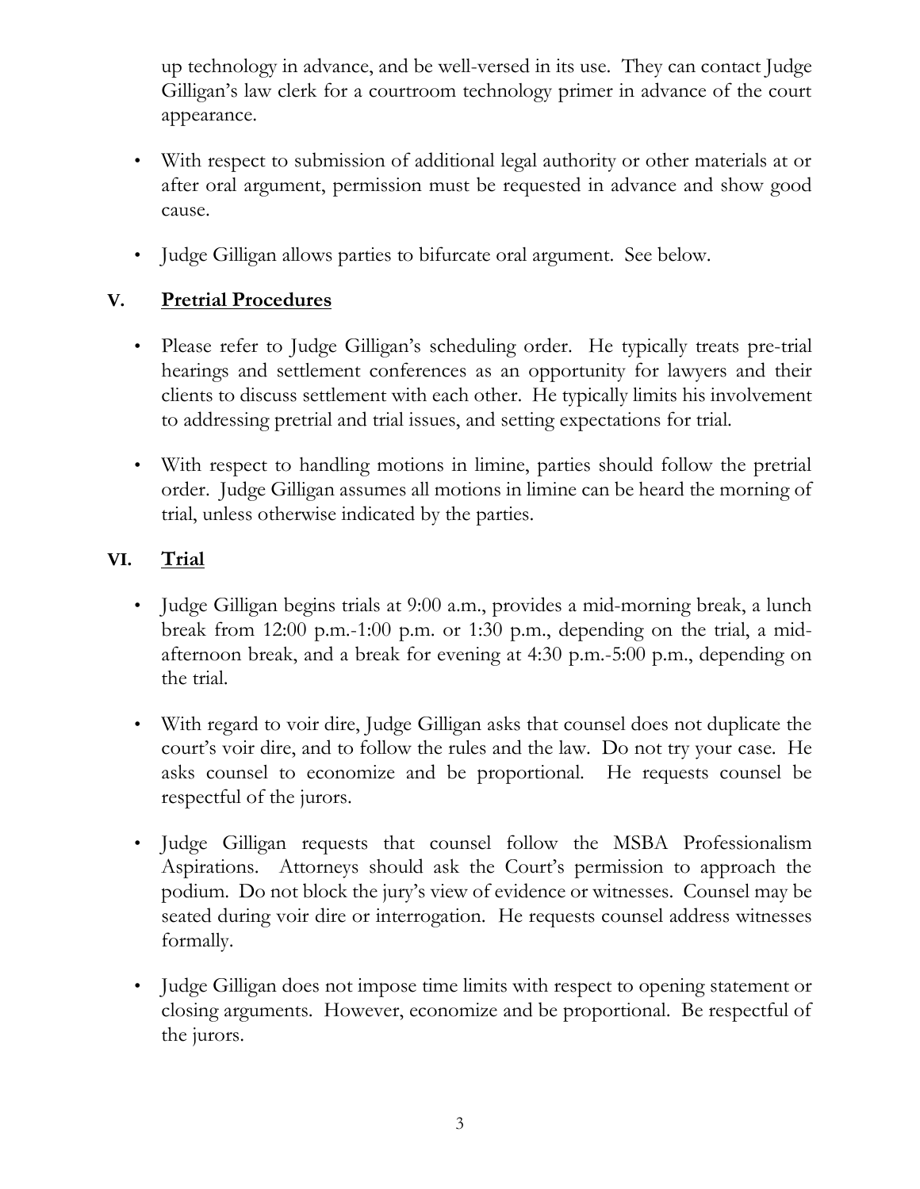up technology in advance, and be well-versed in its use. They can contact Judge Gilligan's law clerk for a courtroom technology primer in advance of the court appearance.

- With respect to submission of additional legal authority or other materials at or after oral argument, permission must be requested in advance and show good cause.
- Judge Gilligan allows parties to bifurcate oral argument. See below.

## V. Pretrial Procedures

- Please refer to Judge Gilligan's scheduling order. He typically treats pre-trial hearings and settlement conferences as an opportunity for lawyers and their clients to discuss settlement with each other. He typically limits his involvement to addressing pretrial and trial issues, and setting expectations for trial.
- With respect to handling motions in limine, parties should follow the pretrial order. Judge Gilligan assumes all motions in limine can be heard the morning of trial, unless otherwise indicated by the parties.

## VI. Trial

- Judge Gilligan begins trials at 9:00 a.m., provides a mid-morning break, a lunch break from 12:00 p.m.-1:00 p.m. or 1:30 p.m., depending on the trial, a mid-afternoon break, and a break for evening at 4:30 p.m.-5:00 p.m., depending on the trial.
- With regard to voir dire, Judge Gilligan asks that counsel does not duplicate the court's voir dire, and to follow the rules and the law. Do not try your case. He asks counsel to economize and be proportional. He requests counsel be respectful of the jurors.
- Judge Gilligan requests that counsel follow the MSBA Professionalism Aspirations. Attorneys should ask the Court's permission to approach the podium. Do not block the jury's view of evidence or witnesses. Counsel may be seated during voir dire or interrogation. He requests counsel address witnesses formally.
- Judge Gilligan does not impose time limits with respect to opening statement or closing arguments. However, economize and be proportional. Be respectful of the jurors.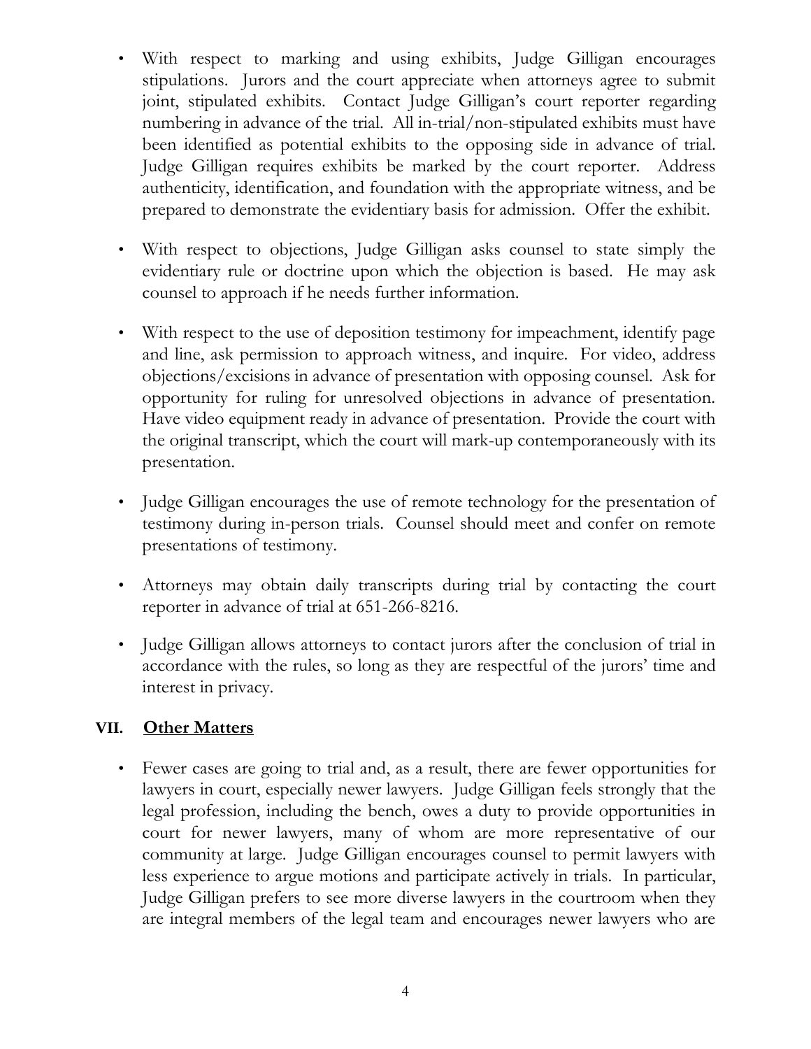- With respect to marking and using exhibits, Judge Gilligan encourages stipulations. Jurors and the court appreciate when attorneys agree to submit joint, stipulated exhibits. Contact Judge Gilligan's court reporter regarding numbering in advance of the trial. All in-trial/non-stipulated exhibits must have been identified as potential exhibits to the opposing side in advance of trial. Judge Gilligan requires exhibits be marked by the court reporter. Address authenticity, identification, and foundation with the appropriate witness, and be prepared to demonstrate the evidentiary basis for admission. Offer the exhibit.

- With respect to objections, Judge Gilligan asks counsel to state simply the evidentiary rule or doctrine upon which the objection is based. He may ask counsel to approach if he needs further information.

- With respect to the use of deposition testimony for impeachment, identify page and line, ask permission to approach witness, and inquire. For video, address objections/excisions in advance of presentation with opposing counsel. Ask for opportunity for ruling for unresolved objections in advance of presentation. Have video equipment ready in advance of presentation. Provide the court with the original transcript, which the court will mark-up contemporaneously with its presentation.

- Judge Gilligan encourages the use of remote technology for the presentation of testimony during in-person trials. Counsel should meet and confer on remote presentations of testimony.

- Attorneys may obtain daily transcripts during trial by contacting the court reporter in advance of trial at 651-266-8216.

- Judge Gilligan allows attorneys to contact jurors after the conclusion of trial in accordance with the rules, so long as they are respectful of the jurors' time and interest in privacy.

## VII. Other Matters

- Fewer cases are going to trial and, as a result, there are fewer opportunities for lawyers in court, especially newer lawyers. Judge Gilligan feels strongly that the legal profession, including the bench, owes a duty to provide opportunities in court for newer lawyers, many of whom are more representative of our community at large. Judge Gilligan encourages counsel to permit lawyers with less experience to argue motions and participate actively in trials. In particular, Judge Gilligan prefers to see more diverse lawyers in the courtroom when they are integral members of the legal team and encourages newer lawyers who are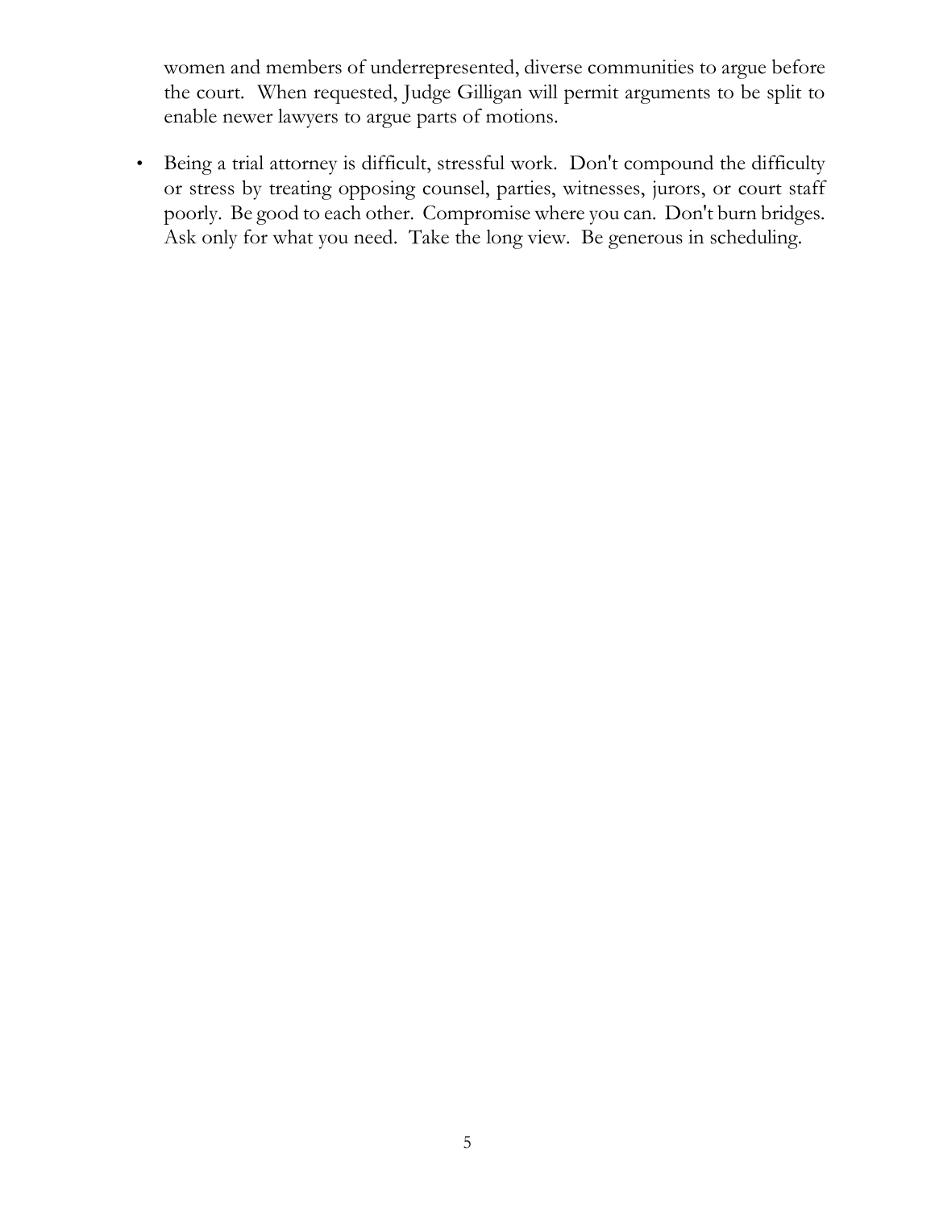women and members of underrepresented, diverse communities to argue before the court. When requested, Judge Gilligan will permit arguments to be split to enable newer lawyers to argue parts of motions.

- Being a trial attorney is difficult, stressful work. Don't compound the difficulty or stress by treating opposing counsel, parties, witnesses, jurors, or court staff poorly. Be good to each other. Compromise where you can. Don't burn bridges. Ask only for what you need. Take the long view. Be generous in scheduling.